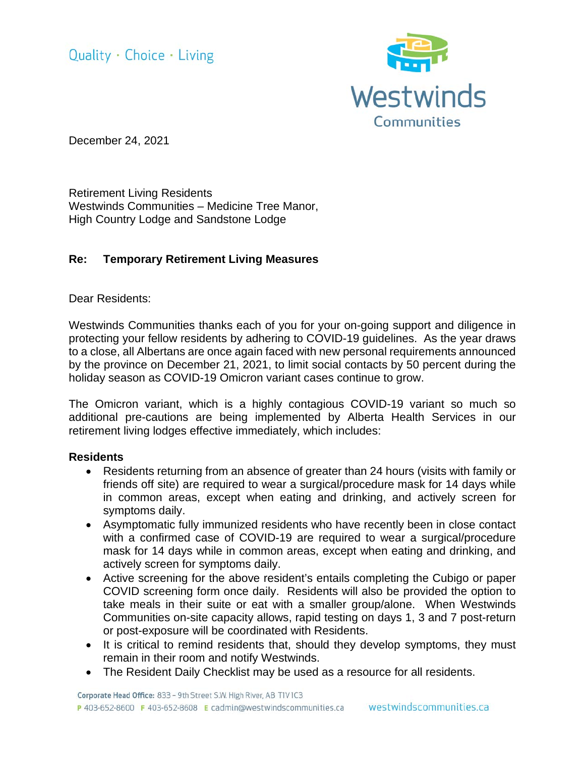Quality · Choice · Living

Westwinds Communities

December 24, 2021

Retirement Living Residents
Westwinds Communities – Medicine Tree Manor,
High Country Lodge and Sandstone Lodge

**Re: Temporary Retirement Living Measures**

Dear Residents:

Westwinds Communities thanks each of you for your on-going support and diligence in protecting your fellow residents by adhering to COVID-19 guidelines. As the year draws to a close, all Albertans are once again faced with new personal requirements announced by the province on December 21, 2021, to limit social contacts by 50 percent during the holiday season as COVID-19 Omicron variant cases continue to grow.

The Omicron variant, which is a highly contagious COVID-19 variant so much so additional pre-cautions are being implemented by Alberta Health Services in our retirement living lodges effective immediately, which includes:

**Residents**

- Residents returning from an absence of greater than 24 hours (visits with family or friends off site) are required to wear a surgical/procedure mask for 14 days while in common areas, except when eating and drinking, and actively screen for symptoms daily.
- Asymptomatic fully immunized residents who have recently been in close contact with a confirmed case of COVID-19 are required to wear a surgical/procedure mask for 14 days while in common areas, except when eating and drinking, and actively screen for symptoms daily.
- Active screening for the above resident's entails completing the Cubigo or paper COVID screening form once daily. Residents will also be provided the option to take meals in their suite or eat with a smaller group/alone. When Westwinds Communities on-site capacity allows, rapid testing on days 1, 3 and 7 post-return or post-exposure will be coordinated with Residents.
- It is critical to remind residents that, should they develop symptoms, they must remain in their room and notify Westwinds.
- The Resident Daily Checklist may be used as a resource for all residents.

**Corporate Head Office:** 833 – 9th Street S.W. High River, AB T1V 1C3
**P** 403-652-8600 **F** 403-652-8608 **E** cadmin@westwindscommunities.ca westwindscommunities.ca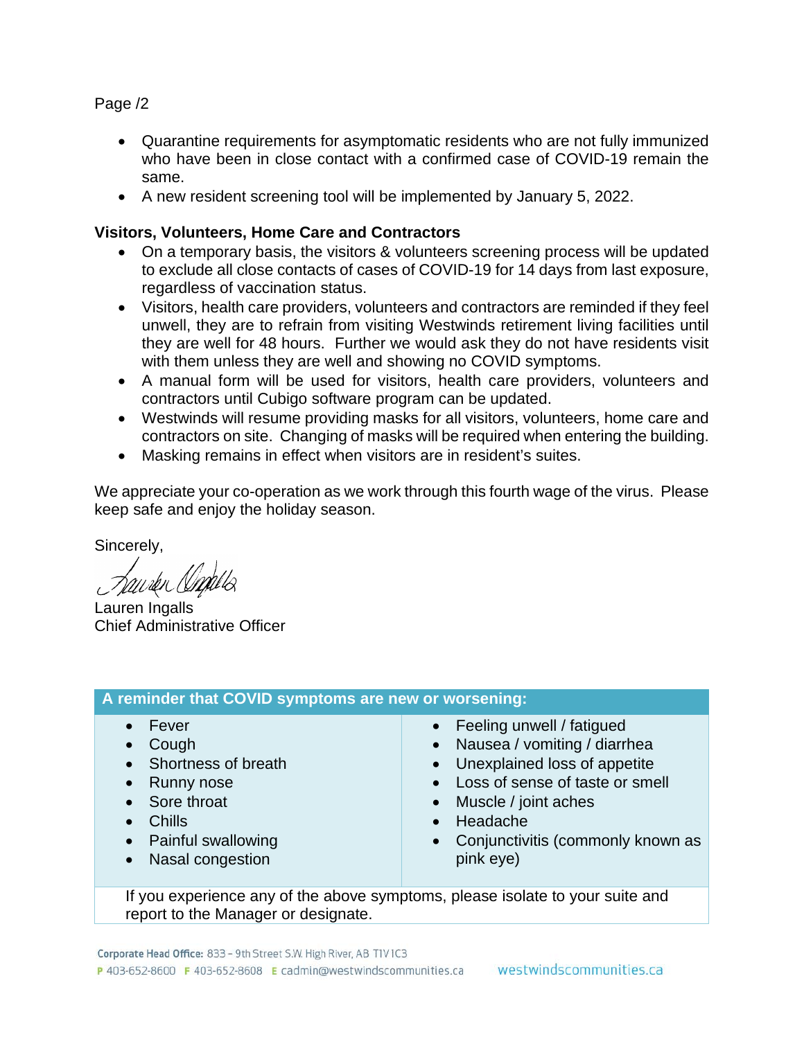- Quarantine requirements for asymptomatic residents who are not fully immunized who have been in close contact with a confirmed case of COVID-19 remain the same.
- A new resident screening tool will be implemented by January 5, 2022.

**Visitors, Volunteers, Home Care and Contractors**

- On a temporary basis, the visitors & volunteers screening process will be updated to exclude all close contacts of cases of COVID-19 for 14 days from last exposure, regardless of vaccination status.
- Visitors, health care providers, volunteers and contractors are reminded if they feel unwell, they are to refrain from visiting Westwinds retirement living facilities until they are well for 48 hours. Further we would ask they do not have residents visit with them unless they are well and showing no COVID symptoms.
- A manual form will be used for visitors, health care providers, volunteers and contractors until Cubigo software program can be updated.
- Westwinds will resume providing masks for all visitors, volunteers, home care and contractors on site. Changing of masks will be required when entering the building.
- Masking remains in effect when visitors are in resident's suites.

We appreciate your co-operation as we work through this fourth wage of the virus. Please keep safe and enjoy the holiday season.

Sincerely,

Lauren Ingalls
Chief Administrative Officer

**A reminder that COVID symptoms are new or worsening:**

- Fever
- Cough
- Shortness of breath
- Runny nose
- Sore throat
- Chills
- Painful swallowing
- Nasal congestion
- Feeling unwell / fatigued
- Nausea / vomiting / diarrhea
- Unexplained loss of appetite
- Loss of sense of taste or smell
- Muscle / joint aches
- Headache
- Conjunctivitis (commonly known as pink eye)

If you experience any of the above symptoms, please isolate to your suite and report to the Manager or designate.

**Corporate Head Office:** 833 – 9th Street S.W. High River, AB T1V 1C3
P 403-652-8600 F 403-652-8608 E cadmin@westwindscommunities.ca westwindscommunities.ca